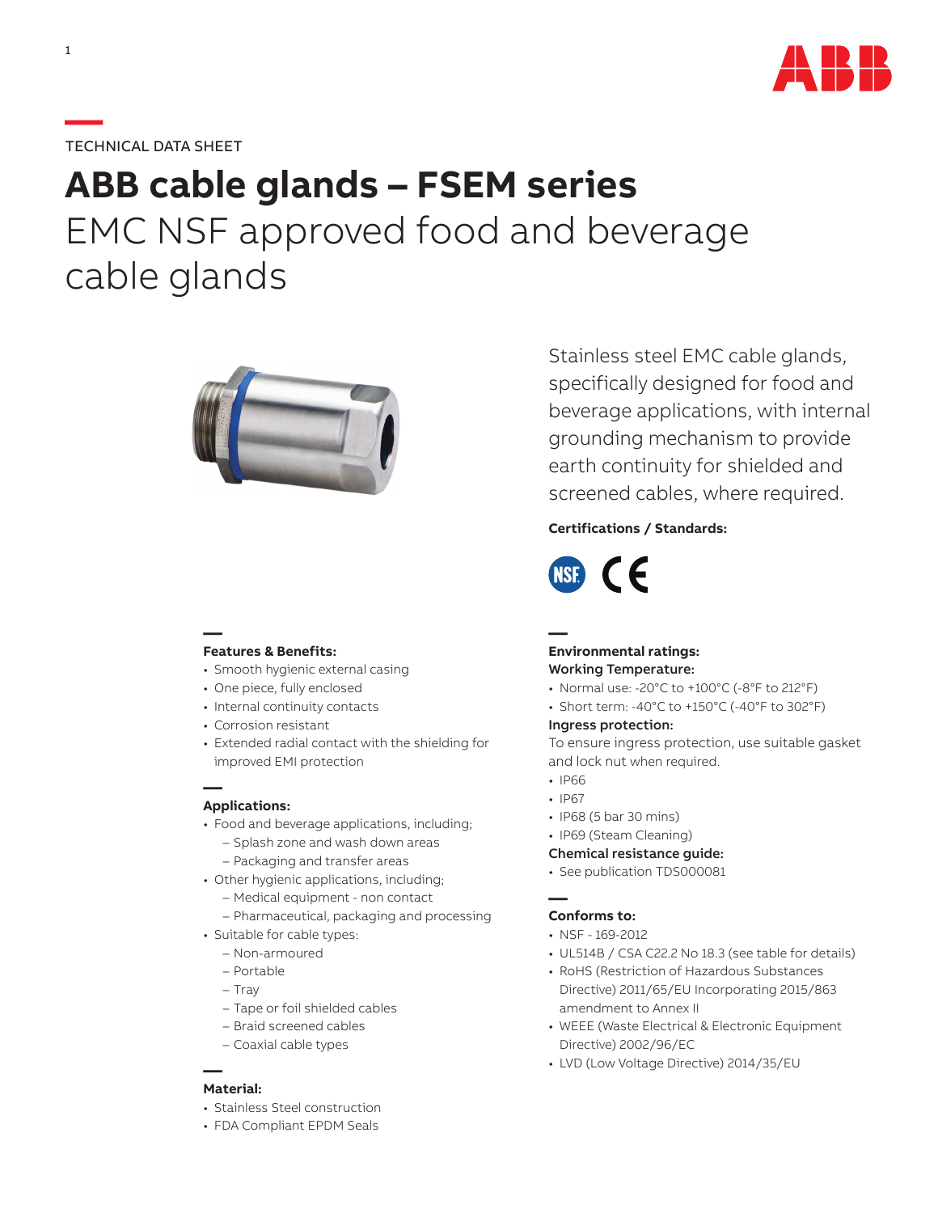TECHNICAL DATA SHEET

# ABB cable glands – FSEM series

## EMC NSF approved food and beverage cable glands

Stainless steel EMC cable glands, specifically designed for food and beverage applications, with internal grounding mechanism to provide earth continuity for shielded and screened cables, where required.

**Certifications / Standards:**

### Features & Benefits:

- Smooth hygienic external casing
- One piece, fully enclosed
- Internal continuity contacts
- Corrosion resistant
- Extended radial contact with the shielding for improved EMI protection

### Applications:

- Food and beverage applications, including;
  - Splash zone and wash down areas
  - Packaging and transfer areas
- Other hygienic applications, including;
  - Medical equipment - non contact
  - Pharmaceutical, packaging and processing
- Suitable for cable types:
  - Non-armoured
  - Portable
  - Tray
  - Tape or foil shielded cables
  - Braid screened cables
  - Coaxial cable types

### Material:

- Stainless Steel construction
- FDA Compliant EPDM Seals

### Environmental ratings:

**Working Temperature:**

- Normal use: -20°C to +100°C (-8°F to 212°F)
- Short term: -40°C to +150°C (-40°F to 302°F)

**Ingress protection:**

To ensure ingress protection, use suitable gasket and lock nut when required.

- IP66
- IP67
- IP68 (5 bar 30 mins)
- IP69 (Steam Cleaning)

**Chemical resistance guide:**

- See publication TDS000081

### Conforms to:

- NSF - 169-2012
- UL514B / CSA C22.2 No 18.3 (see table for details)
- RoHS (Restriction of Hazardous Substances Directive) 2011/65/EU Incorporating 2015/863 amendment to Annex II
- WEEE (Waste Electrical & Electronic Equipment Directive) 2002/96/EC
- LVD (Low Voltage Directive) 2014/35/EU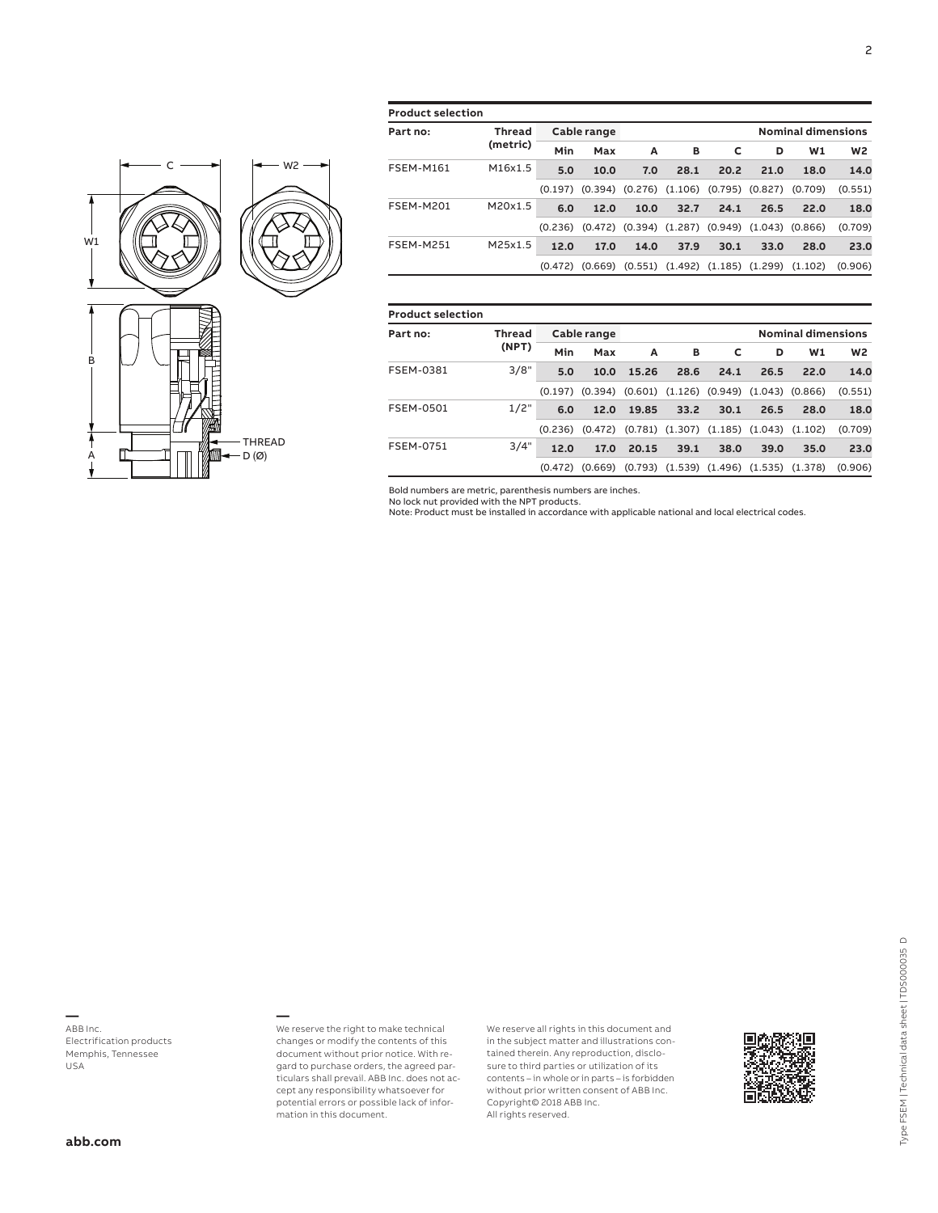**Product selection**

| Part no: | Thread (metric) | Cable range | | | | | | Nominal dimensions | |
|---|---|---|---|---|---|---|---|---|---|
| | | Min | Max | A | B | C | D | W1 | W2 |
| FSEM-M161 | M16x1.5 | **5.0** | **10.0** | **7.0** | **28.1** | **20.2** | **21.0** | **18.0** | **14.0** |
| | | (0.197) | (0.394) | (0.276) | (1.106) | (0.795) | (0.827) | (0.709) | (0.551) |
| FSEM-M201 | M20x1.5 | **6.0** | **12.0** | **10.0** | **32.7** | **24.1** | **26.5** | **22.0** | **18.0** |
| | | (0.236) | (0.472) | (0.394) | (1.287) | (0.949) | (1.043) | (0.866) | (0.709) |
| FSEM-M251 | M25x1.5 | **12.0** | **17.0** | **14.0** | **37.9** | **30.1** | **33.0** | **28.0** | **23.0** |
| | | (0.472) | (0.669) | (0.551) | (1.492) | (1.185) | (1.299) | (1.102) | (0.906) |

**Product selection**

| Part no: | Thread (NPT) | Cable range | | | | | | Nominal dimensions | |
|---|---|---|---|---|---|---|---|---|---|
| | | Min | Max | A | B | C | D | W1 | W2 |
| FSEM-0381 | 3/8" | **5.0** | **10.0** | **15.26** | **28.6** | **24.1** | **26.5** | **22.0** | **14.0** |
| | | (0.197) | (0.394) | (0.601) | (1.126) | (0.949) | (1.043) | (0.866) | (0.551) |
| FSEM-0501 | 1/2" | **6.0** | **12.0** | **19.85** | **33.2** | **30.1** | **26.5** | **28.0** | **18.0** |
| | | (0.236) | (0.472) | (0.781) | (1.307) | (1.185) | (1.043) | (1.102) | (0.709) |
| FSEM-0751 | 3/4" | **12.0** | **17.0** | **20.15** | **39.1** | **38.0** | **39.0** | **35.0** | **23.0** |
| | | (0.472) | (0.669) | (0.793) | (1.539) | (1.496) | (1.535) | (1.378) | (0.906) |

Bold numbers are metric, parenthesis numbers are inches.
No lock nut provided with the NPT products.
Note: Product must be installed in accordance with applicable national and local electrical codes.

C
W2
W1
B
A
THREAD
D (Ø)

ABB Inc.
Electrification products
Memphis, Tennessee
USA

We reserve the right to make technical changes or modify the contents of this document without prior notice. With regard to purchase orders, the agreed particulars shall prevail. ABB Inc. does not accept any responsibility whatsoever for potential errors or possible lack of information in this document.

We reserve all rights in this document and in the subject matter and illustrations contained therein. Any reproduction, disclosure to third parties or utilization of its contents – in whole or in parts – is forbidden without prior written consent of ABB Inc.
Copyright© 2018 ABB Inc.
All rights reserved.

**abb.com**

Type FSEM | Technical data sheet | TDS000035 D